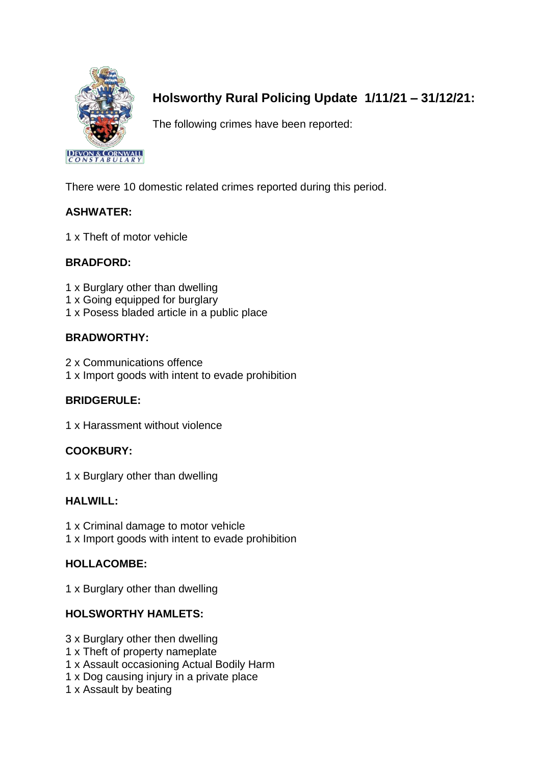# Holsworthy Rural Policing Update 1/11/21 – 31/12/21:

The following crimes have been reported:

There were 10 domestic related crimes reported during this period.

**ASHWATER:**

1 x Theft of motor vehicle

**BRADFORD:**

1 x Burglary other than dwelling
1 x Going equipped for burglary
1 x Posess bladed article in a public place

**BRADWORTHY:**

2 x Communications offence
1 x Import goods with intent to evade prohibition

**BRIDGERULE:**

1 x Harassment without violence

**COOKBURY:**

1 x Burglary other than dwelling

**HALWILL:**

1 x Criminal damage to motor vehicle
1 x Import goods with intent to evade prohibition

**HOLLACOMBE:**

1 x Burglary other than dwelling

**HOLSWORTHY HAMLETS:**

3 x Burglary other then dwelling
1 x Theft of property nameplate
1 x Assault occasioning Actual Bodily Harm
1 x Dog causing injury in a private place
1 x Assault by beating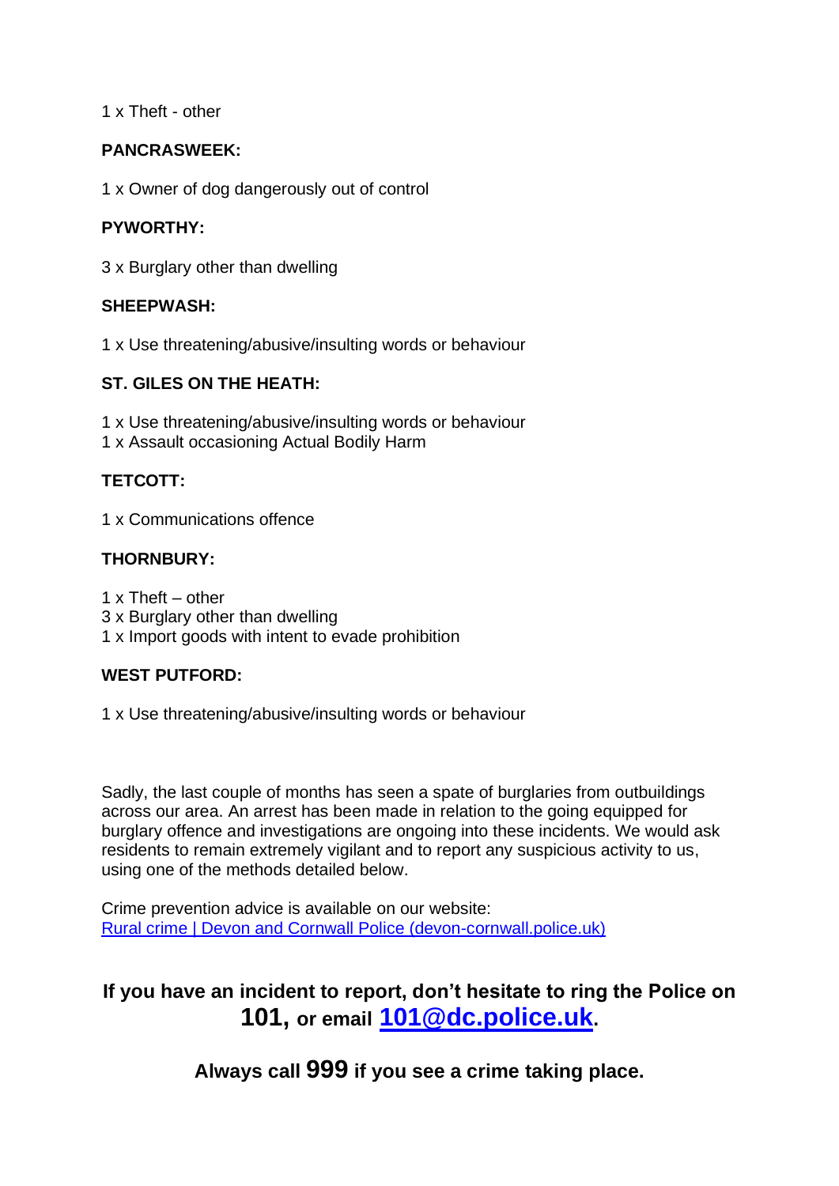1 x Theft - other

**PANCRASWEEK:**

1 x Owner of dog dangerously out of control

**PYWORTHY:**

3 x Burglary other than dwelling

**SHEEPWASH:**

1 x Use threatening/abusive/insulting words or behaviour

**ST. GILES ON THE HEATH:**

1 x Use threatening/abusive/insulting words or behaviour
1 x Assault occasioning Actual Bodily Harm

**TETCOTT:**

1 x Communications offence

**THORNBURY:**

1 x Theft – other
3 x Burglary other than dwelling
1 x Import goods with intent to evade prohibition

**WEST PUTFORD:**

1 x Use threatening/abusive/insulting words or behaviour

Sadly, the last couple of months has seen a spate of burglaries from outbuildings across our area. An arrest has been made in relation to the going equipped for burglary offence and investigations are ongoing into these incidents. We would ask residents to remain extremely vigilant and to report any suspicious activity to us, using one of the methods detailed below.

Crime prevention advice is available on our website:
[Rural crime | Devon and Cornwall Police (devon-cornwall.police.uk)](https://www.devon-cornwall.police.uk)

**If you have an incident to report, don't hesitate to ring the Police on 101, or email [101@dc.police.uk](mailto:101@dc.police.uk).**

**Always call 999 if you see a crime taking place.**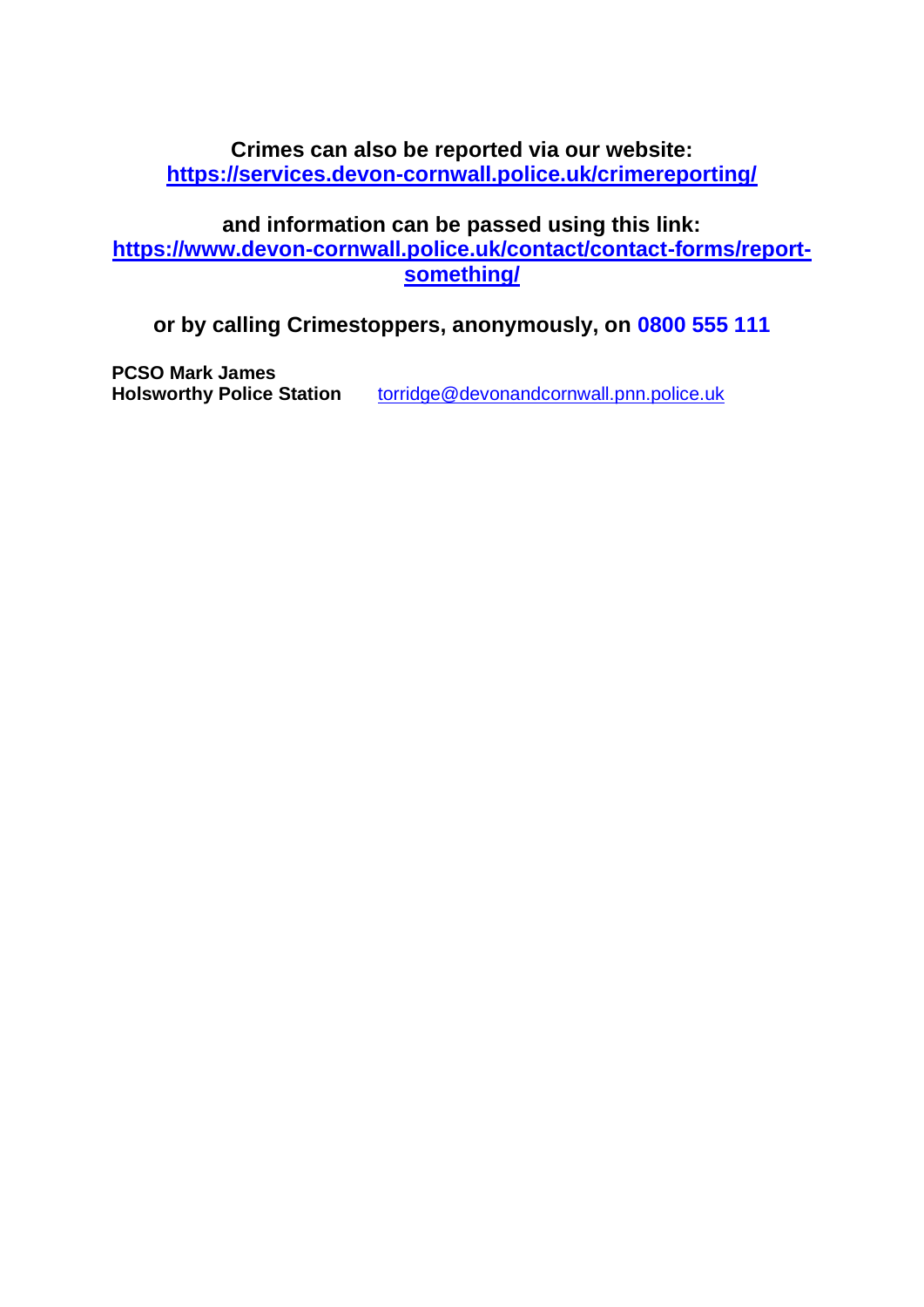**Crimes can also be reported via our website:**
**https://services.devon-cornwall.police.uk/crimereporting/**

**and information can be passed using this link:**
**https://www.devon-cornwall.police.uk/contact/contact-forms/report-something/**

**or by calling Crimestoppers, anonymously, on 0800 555 111**

**PCSO Mark James**
**Holsworthy Police Station** torridge@devonandcornwall.pnn.police.uk